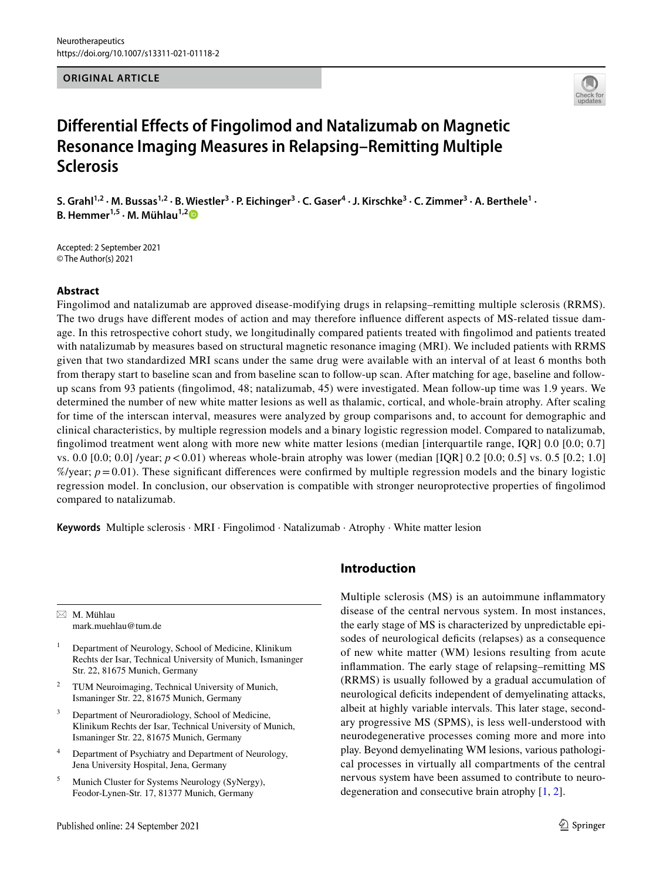Neurotherapeutics
https://doi.org/10.1007/s13311-021-01118-2

**ORIGINAL ARTICLE**

# Differential Effects of Fingolimod and Natalizumab on Magnetic Resonance Imaging Measures in Relapsing–Remitting Multiple Sclerosis

**S. Grahl[1,2] · M. Bussas[1,2] · B. Wiestler[3] · P. Eichinger[3] · C. Gaser[4] · J. Kirschke[3] · C. Zimmer[3] · A. Berthele[1] · B. Hemmer[1,5] · M. Mühlau[1,2]**

Accepted: 2 September 2021
© The Author(s) 2021

## Abstract

Fingolimod and natalizumab are approved disease-modifying drugs in relapsing–remitting multiple sclerosis (RRMS). The two drugs have different modes of action and may therefore influence different aspects of MS-related tissue damage. In this retrospective cohort study, we longitudinally compared patients treated with fingolimod and patients treated with natalizumab by measures based on structural magnetic resonance imaging (MRI). We included patients with RRMS given that two standardized MRI scans under the same drug were available with an interval of at least 6 months both from therapy start to baseline scan and from baseline scan to follow-up scan. After matching for age, baseline and follow-up scans from 93 patients (fingolimod, 48; natalizumab, 45) were investigated. Mean follow-up time was 1.9 years. We determined the number of new white matter lesions as well as thalamic, cortical, and whole-brain atrophy. After scaling for time of the interscan interval, measures were analyzed by group comparisons and, to account for demographic and clinical characteristics, by multiple regression models and a binary logistic regression model. Compared to natalizumab, fingolimod treatment went along with more new white matter lesions (median [interquartile range, IQR] 0.0 [0.0; 0.7] vs. 0.0 [0.0; 0.0] /year; $p < 0.01$) whereas whole-brain atrophy was lower (median [IQR] 0.2 [0.0; 0.5] vs. 0.5 [0.2; 1.0] %/year; $p = 0.01$). These significant differences were confirmed by multiple regression models and the binary logistic regression model. In conclusion, our observation is compatible with stronger neuroprotective properties of fingolimod compared to natalizumab.

**Keywords** Multiple sclerosis · MRI · Fingolimod · Natalizumab · Atrophy · White matter lesion

## Introduction

Multiple sclerosis (MS) is an autoimmune inflammatory disease of the central nervous system. In most instances, the early stage of MS is characterized by unpredictable episodes of neurological deficits (relapses) as a consequence of new white matter (WM) lesions resulting from acute inflammation. The early stage of relapsing–remitting MS (RRMS) is usually followed by a gradual accumulation of neurological deficits independent of demyelinating attacks, albeit at highly variable intervals. This later stage, secondary progressive MS (SPMS), is less well-understood with neurodegenerative processes coming more and more into play. Beyond demyelinating WM lesions, various pathological processes in virtually all compartments of the central nervous system have been assumed to contribute to neurodegeneration and consecutive brain atrophy [1, 2].

✉ M. Mühlau
mark.muehlau@tum.de

[1] Department of Neurology, School of Medicine, Klinikum Rechts der Isar, Technical University of Munich, Ismaninger Str. 22, 81675 Munich, Germany

[2] TUM Neuroimaging, Technical University of Munich, Ismaninger Str. 22, 81675 Munich, Germany

[3] Department of Neuroradiology, School of Medicine, Klinikum Rechts der Isar, Technical University of Munich, Ismaninger Str. 22, 81675 Munich, Germany

[4] Department of Psychiatry and Department of Neurology, Jena University Hospital, Jena, Germany

[5] Munich Cluster for Systems Neurology (SyNergy), Feodor-Lynen-Str. 17, 81377 Munich, Germany

Published online: 24 September 2021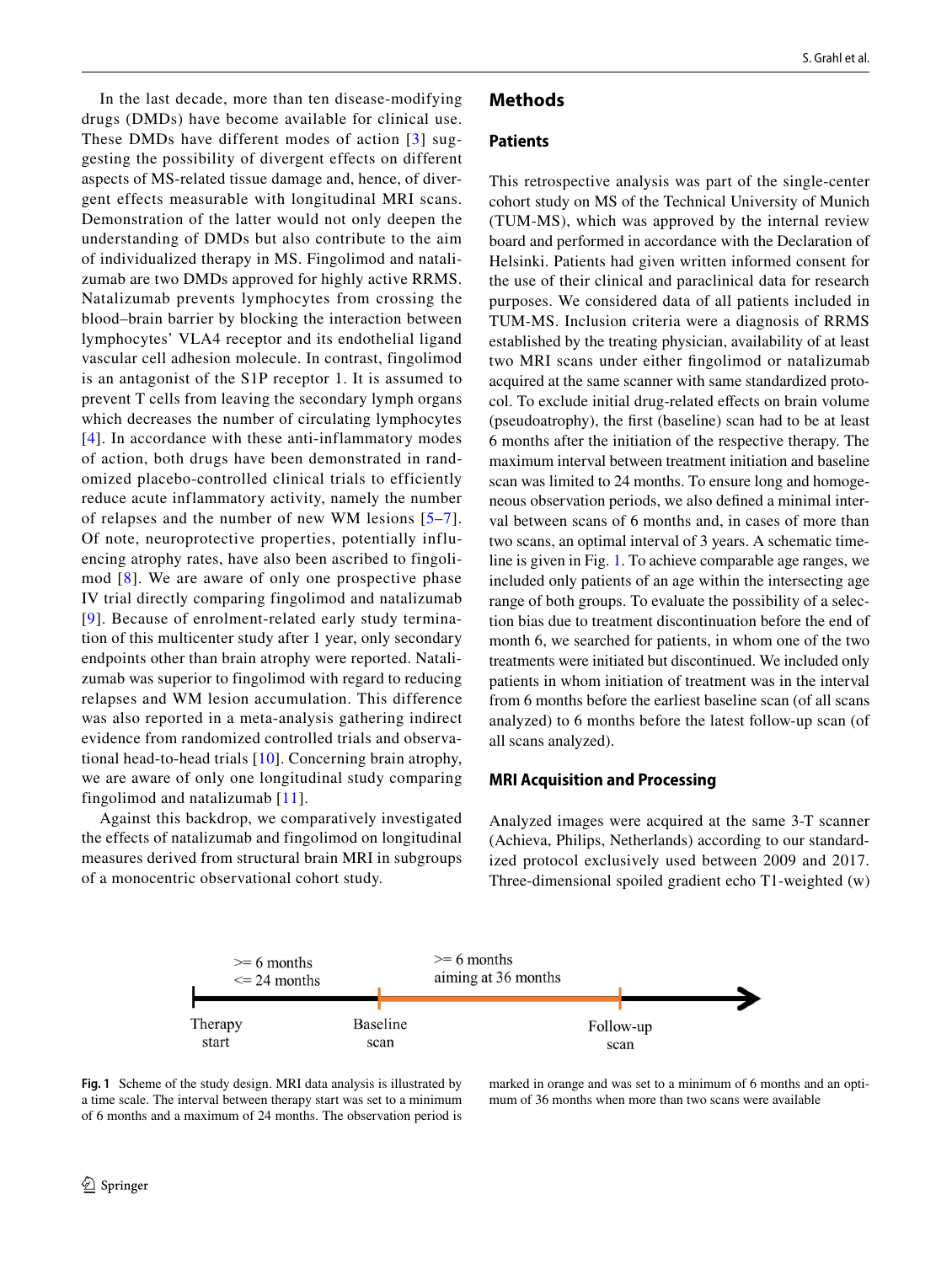In the last decade, more than ten disease-modifying drugs (DMDs) have become available for clinical use. These DMDs have different modes of action [3] suggesting the possibility of divergent effects on different aspects of MS-related tissue damage and, hence, of divergent effects measurable with longitudinal MRI scans. Demonstration of the latter would not only deepen the understanding of DMDs but also contribute to the aim of individualized therapy in MS. Fingolimod and natalizumab are two DMDs approved for highly active RRMS. Natalizumab prevents lymphocytes from crossing the blood–brain barrier by blocking the interaction between lymphocytes' VLA4 receptor and its endothelial ligand vascular cell adhesion molecule. In contrast, fingolimod is an antagonist of the S1P receptor 1. It is assumed to prevent T cells from leaving the secondary lymph organs which decreases the number of circulating lymphocytes [4]. In accordance with these anti-inflammatory modes of action, both drugs have been demonstrated in randomized placebo-controlled clinical trials to efficiently reduce acute inflammatory activity, namely the number of relapses and the number of new WM lesions [5–7]. Of note, neuroprotective properties, potentially influencing atrophy rates, have also been ascribed to fingolimod [8]. We are aware of only one prospective phase IV trial directly comparing fingolimod and natalizumab [9]. Because of enrolment-related early study termination of this multicenter study after 1 year, only secondary endpoints other than brain atrophy were reported. Natalizumab was superior to fingolimod with regard to reducing relapses and WM lesion accumulation. This difference was also reported in a meta-analysis gathering indirect evidence from randomized controlled trials and observational head-to-head trials [10]. Concerning brain atrophy, we are aware of only one longitudinal study comparing fingolimod and natalizumab [11].

Against this backdrop, we comparatively investigated the effects of natalizumab and fingolimod on longitudinal measures derived from structural brain MRI in subgroups of a monocentric observational cohort study.

## Methods

### Patients

This retrospective analysis was part of the single-center cohort study on MS of the Technical University of Munich (TUM-MS), which was approved by the internal review board and performed in accordance with the Declaration of Helsinki. Patients had given written informed consent for the use of their clinical and paraclinical data for research purposes. We considered data of all patients included in TUM-MS. Inclusion criteria were a diagnosis of RRMS established by the treating physician, availability of at least two MRI scans under either fingolimod or natalizumab acquired at the same scanner with same standardized protocol. To exclude initial drug-related effects on brain volume (pseudoatrophy), the first (baseline) scan had to be at least 6 months after the initiation of the respective therapy. The maximum interval between treatment initiation and baseline scan was limited to 24 months. To ensure long and homogeneous observation periods, we also defined a minimal interval between scans of 6 months and, in cases of more than two scans, an optimal interval of 3 years. A schematic timeline is given in Fig. 1. To achieve comparable age ranges, we included only patients of an age within the intersecting age range of both groups. To evaluate the possibility of a selection bias due to treatment discontinuation before the end of month 6, we searched for patients, in whom one of the two treatments were initiated but discontinued. We included only patients in whom initiation of treatment was in the interval from 6 months before the earliest baseline scan (of all scans analyzed) to 6 months before the latest follow-up scan (of all scans analyzed).

### MRI Acquisition and Processing

Analyzed images were acquired at the same 3-T scanner (Achieva, Philips, Netherlands) according to our standardized protocol exclusively used between 2009 and 2017. Three-dimensional spoiled gradient echo T1-weighted (w)

>= 6 months
<= 24 months

>= 6 months
aiming at 36 months

Therapy start — Baseline scan — Follow-up scan

**Fig. 1** Scheme of the study design. MRI data analysis is illustrated by a time scale. The interval between therapy start was set to a minimum of 6 months and a maximum of 24 months. The observation period is marked in orange and was set to a minimum of 6 months and an optimum of 36 months when more than two scans were available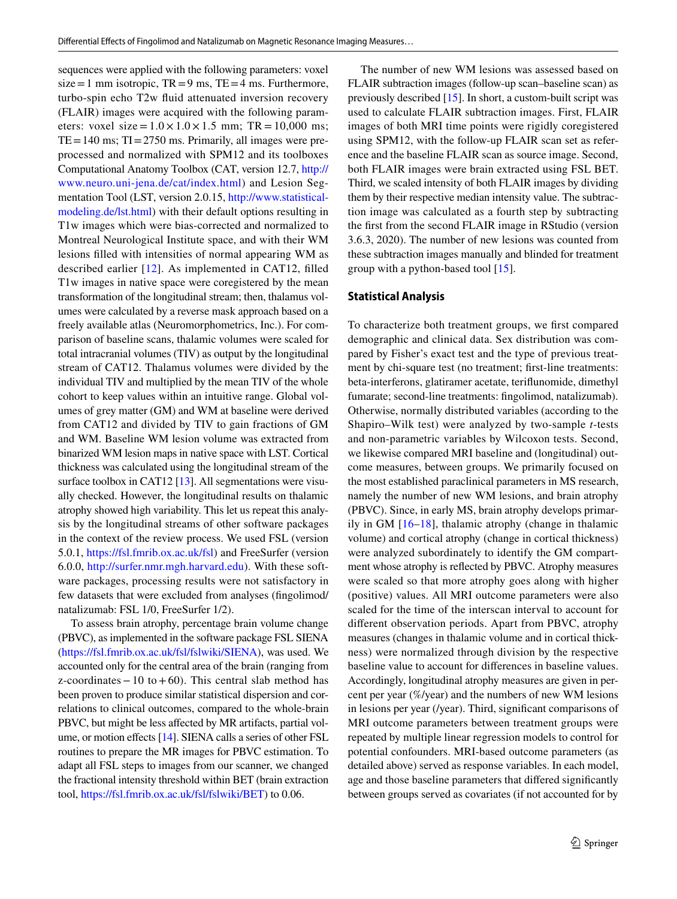sequences were applied with the following parameters: voxel size = 1 mm isotropic, TR = 9 ms, TE = 4 ms. Furthermore, turbo-spin echo T2w fluid attenuated inversion recovery (FLAIR) images were acquired with the following parameters: voxel size = 1.0 × 1.0 × 1.5 mm; TR = 10,000 ms; TE = 140 ms; TI = 2750 ms. Primarily, all images were preprocessed and normalized with SPM12 and its toolboxes Computational Anatomy Toolbox (CAT, version 12.7, http://www.neuro.uni-jena.de/cat/index.html) and Lesion Segmentation Tool (LST, version 2.0.15, http://www.statistical-modeling.de/lst.html) with their default options resulting in T1w images which were bias-corrected and normalized to Montreal Neurological Institute space, and with their WM lesions filled with intensities of normal appearing WM as described earlier [12]. As implemented in CAT12, filled T1w images in native space were coregistered by the mean transformation of the longitudinal stream; then, thalamus volumes were calculated by a reverse mask approach based on a freely available atlas (Neuromorphometrics, Inc.). For comparison of baseline scans, thalamic volumes were scaled for total intracranial volumes (TIV) as output by the longitudinal stream of CAT12. Thalamus volumes were divided by the individual TIV and multiplied by the mean TIV of the whole cohort to keep values within an intuitive range. Global volumes of grey matter (GM) and WM at baseline were derived from CAT12 and divided by TIV to gain fractions of GM and WM. Baseline WM lesion volume was extracted from binarized WM lesion maps in native space with LST. Cortical thickness was calculated using the longitudinal stream of the surface toolbox in CAT12 [13]. All segmentations were visually checked. However, the longitudinal results on thalamic atrophy showed high variability. This let us repeat this analysis by the longitudinal streams of other software packages in the context of the review process. We used FSL (version 5.0.1, https://fsl.fmrib.ox.ac.uk/fsl) and FreeSurfer (version 6.0.0, http://surfer.nmr.mgh.harvard.edu). With these software packages, processing results were not satisfactory in few datasets that were excluded from analyses (fingolimod/natalizumab: FSL 1/0, FreeSurfer 1/2).

To assess brain atrophy, percentage brain volume change (PBVC), as implemented in the software package FSL SIENA (https://fsl.fmrib.ox.ac.uk/fsl/fslwiki/SIENA), was used. We accounted only for the central area of the brain (ranging from z-coordinates − 10 to + 60). This central slab method has been proven to produce similar statistical dispersion and correlations to clinical outcomes, compared to the whole-brain PBVC, but might be less affected by MR artifacts, partial volume, or motion effects [14]. SIENA calls a series of other FSL routines to prepare the MR images for PBVC estimation. To adapt all FSL steps to images from our scanner, we changed the fractional intensity threshold within BET (brain extraction tool, https://fsl.fmrib.ox.ac.uk/fsl/fslwiki/BET) to 0.06.

The number of new WM lesions was assessed based on FLAIR subtraction images (follow-up scan–baseline scan) as previously described [15]. In short, a custom-built script was used to calculate FLAIR subtraction images. First, FLAIR images of both MRI time points were rigidly coregistered using SPM12, with the follow-up FLAIR scan set as reference and the baseline FLAIR scan as source image. Second, both FLAIR images were brain extracted using FSL BET. Third, we scaled intensity of both FLAIR images by dividing them by their respective median intensity value. The subtraction image was calculated as a fourth step by subtracting the first from the second FLAIR image in RStudio (version 3.6.3, 2020). The number of new lesions was counted from these subtraction images manually and blinded for treatment group with a python-based tool [15].

### Statistical Analysis

To characterize both treatment groups, we first compared demographic and clinical data. Sex distribution was compared by Fisher's exact test and the type of previous treatment by chi-square test (no treatment; first-line treatments: beta-interferons, glatiramer acetate, teriflunomide, dimethyl fumarate; second-line treatments: fingolimod, natalizumab). Otherwise, normally distributed variables (according to the Shapiro–Wilk test) were analyzed by two-sample *t*-tests and non-parametric variables by Wilcoxon tests. Second, we likewise compared MRI baseline and (longitudinal) outcome measures, between groups. We primarily focused on the most established paraclinical parameters in MS research, namely the number of new WM lesions, and brain atrophy (PBVC). Since, in early MS, brain atrophy develops primarily in GM [16–18], thalamic atrophy (change in thalamic volume) and cortical atrophy (change in cortical thickness) were analyzed subordinately to identify the GM compartment whose atrophy is reflected by PBVC. Atrophy measures were scaled so that more atrophy goes along with higher (positive) values. All MRI outcome parameters were also scaled for the time of the interscan interval to account for different observation periods. Apart from PBVC, atrophy measures (changes in thalamic volume and in cortical thickness) were normalized through division by the respective baseline value to account for differences in baseline values. Accordingly, longitudinal atrophy measures are given in percent per year (%/year) and the numbers of new WM lesions in lesions per year (/year). Third, significant comparisons of MRI outcome parameters between treatment groups were repeated by multiple linear regression models to control for potential confounders. MRI-based outcome parameters (as detailed above) served as response variables. In each model, age and those baseline parameters that differed significantly between groups served as covariates (if not accounted for by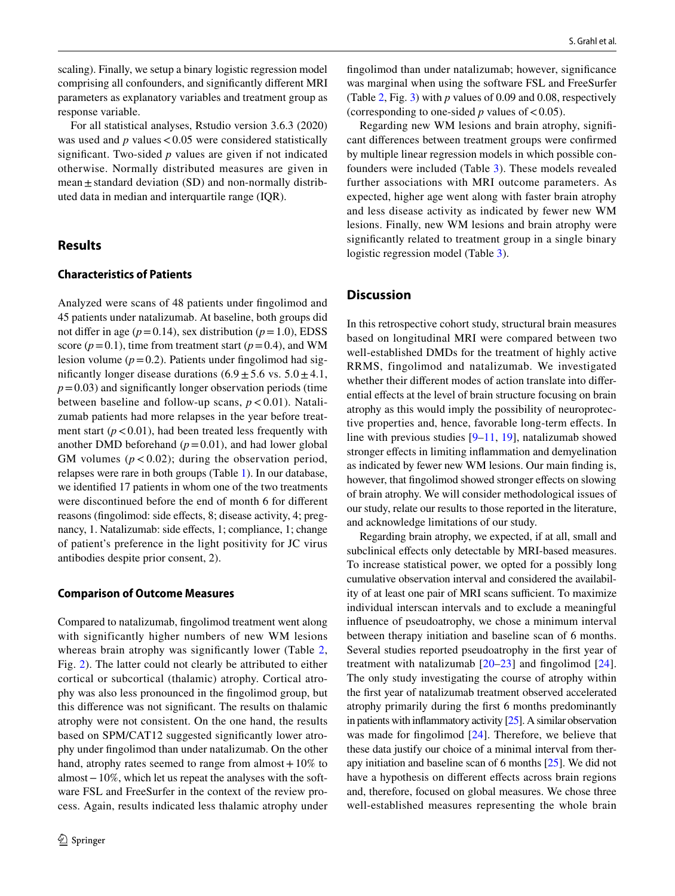scaling). Finally, we setup a binary logistic regression model comprising all confounders, and significantly different MRI parameters as explanatory variables and treatment group as response variable.

For all statistical analyses, Rstudio version 3.6.3 (2020) was used and $p$ values $< 0.05$ were considered statistically significant. Two-sided $p$ values are given if not indicated otherwise. Normally distributed measures are given in mean ± standard deviation (SD) and non-normally distributed data in median and interquartile range (IQR).

## Results

### Characteristics of Patients

Analyzed were scans of 48 patients under fingolimod and 45 patients under natalizumab. At baseline, both groups did not differ in age ($p = 0.14$), sex distribution ($p = 1.0$), EDSS score ($p = 0.1$), time from treatment start ($p = 0.4$), and WM lesion volume ($p = 0.2$). Patients under fingolimod had significantly longer disease durations (6.9 ± 5.6 vs. 5.0 ± 4.1, $p = 0.03$) and significantly longer observation periods (time between baseline and follow-up scans, $p < 0.01$). Natalizumab patients had more relapses in the year before treatment start ($p < 0.01$), had been treated less frequently with another DMD beforehand ($p = 0.01$), and had lower global GM volumes ($p < 0.02$); during the observation period, relapses were rare in both groups (Table 1). In our database, we identified 17 patients in whom one of the two treatments were discontinued before the end of month 6 for different reasons (fingolimod: side effects, 8; disease activity, 4; pregnancy, 1. Natalizumab: side effects, 1; compliance, 1; change of patient's preference in the light positivity for JC virus antibodies despite prior consent, 2).

### Comparison of Outcome Measures

Compared to natalizumab, fingolimod treatment went along with significantly higher numbers of new WM lesions whereas brain atrophy was significantly lower (Table 2, Fig. 2). The latter could not clearly be attributed to either cortical or subcortical (thalamic) atrophy. Cortical atrophy was also less pronounced in the fingolimod group, but this difference was not significant. The results on thalamic atrophy were not consistent. On the one hand, the results based on SPM/CAT12 suggested significantly lower atrophy under fingolimod than under natalizumab. On the other hand, atrophy rates seemed to range from almost + 10% to almost − 10%, which let us repeat the analyses with the software FSL and FreeSurfer in the context of the review process. Again, results indicated less thalamic atrophy under fingolimod than under natalizumab; however, significance was marginal when using the software FSL and FreeSurfer (Table 2, Fig. 3) with $p$ values of 0.09 and 0.08, respectively (corresponding to one-sided $p$ values of $< 0.05$).

Regarding new WM lesions and brain atrophy, significant differences between treatment groups were confirmed by multiple linear regression models in which possible confounders were included (Table 3). These models revealed further associations with MRI outcome parameters. As expected, higher age went along with faster brain atrophy and less disease activity as indicated by fewer new WM lesions. Finally, new WM lesions and brain atrophy were significantly related to treatment group in a single binary logistic regression model (Table 3).

## Discussion

In this retrospective cohort study, structural brain measures based on longitudinal MRI were compared between two well-established DMDs for the treatment of highly active RRMS, fingolimod and natalizumab. We investigated whether their different modes of action translate into differential effects at the level of brain structure focusing on brain atrophy as this would imply the possibility of neuroprotective properties and, hence, favorable long-term effects. In line with previous studies [9–11, 19], natalizumab showed stronger effects in limiting inflammation and demyelination as indicated by fewer new WM lesions. Our main finding is, however, that fingolimod showed stronger effects on slowing of brain atrophy. We will consider methodological issues of our study, relate our results to those reported in the literature, and acknowledge limitations of our study.

Regarding brain atrophy, we expected, if at all, small and subclinical effects only detectable by MRI-based measures. To increase statistical power, we opted for a possibly long cumulative observation interval and considered the availability of at least one pair of MRI scans sufficient. To maximize individual interscan intervals and to exclude a meaningful influence of pseudoatrophy, we chose a minimum interval between therapy initiation and baseline scan of 6 months. Several studies reported pseudoatrophy in the first year of treatment with natalizumab [20–23] and fingolimod [24]. The only study investigating the course of atrophy within the first year of natalizumab treatment observed accelerated atrophy primarily during the first 6 months predominantly in patients with inflammatory activity [25]. A similar observation was made for fingolimod [24]. Therefore, we believe that these data justify our choice of a minimal interval from therapy initiation and baseline scan of 6 months [25]. We did not have a hypothesis on different effects across brain regions and, therefore, focused on global measures. We chose three well-established measures representing the whole brain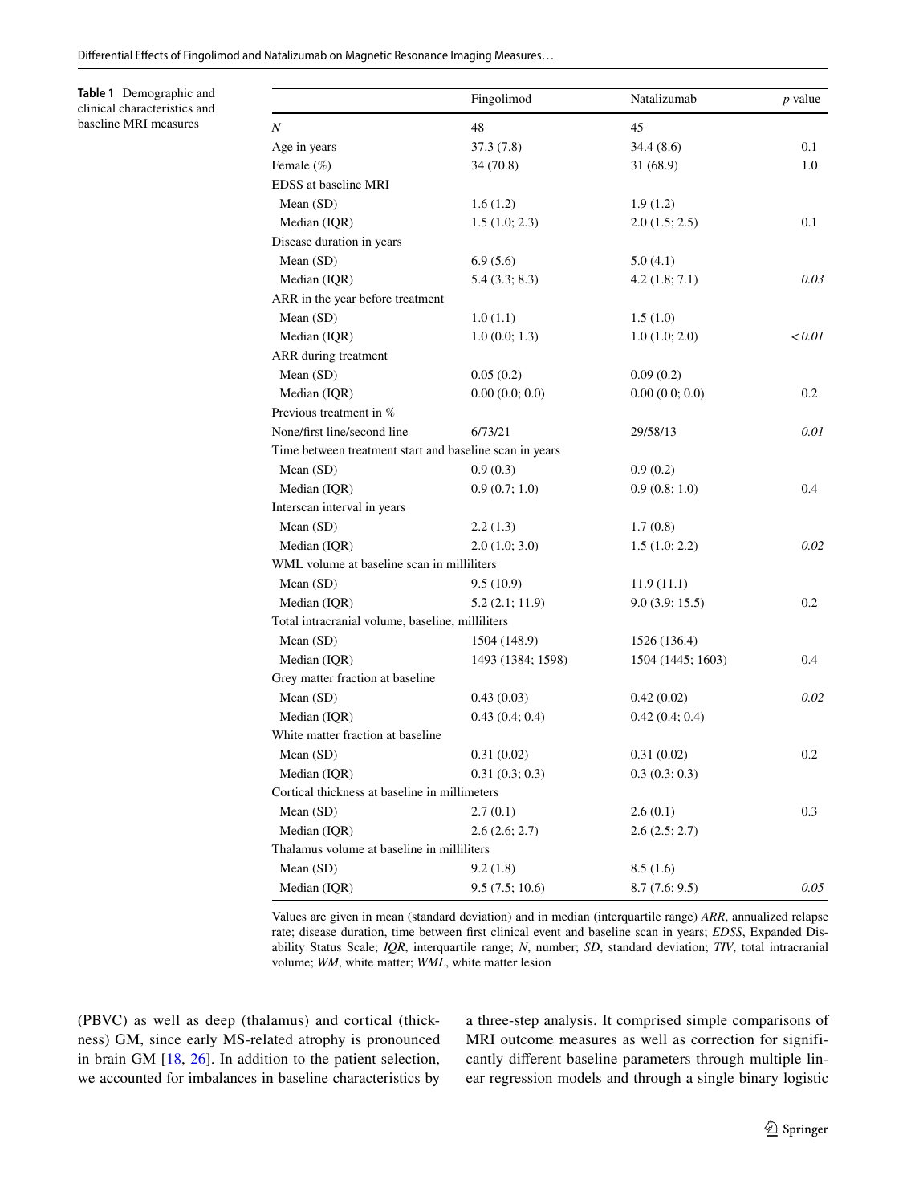**Table 1** Demographic and clinical characteristics and baseline MRI measures

| | Fingolimod | Natalizumab | *p* value |
|---|---|---|---|
| *N* | 48 | 45 | |
| Age in years | 37.3 (7.8) | 34.4 (8.6) | 0.1 |
| Female (%) | 34 (70.8) | 31 (68.9) | 1.0 |
| EDSS at baseline MRI | | | |
| Mean (SD) | 1.6 (1.2) | 1.9 (1.2) | |
| Median (IQR) | 1.5 (1.0; 2.3) | 2.0 (1.5; 2.5) | 0.1 |
| Disease duration in years | | | |
| Mean (SD) | 6.9 (5.6) | 5.0 (4.1) | |
| Median (IQR) | 5.4 (3.3; 8.3) | 4.2 (1.8; 7.1) | *0.03* |
| ARR in the year before treatment | | | |
| Mean (SD) | 1.0 (1.1) | 1.5 (1.0) | |
| Median (IQR) | 1.0 (0.0; 1.3) | 1.0 (1.0; 2.0) | *< 0.01* |
| ARR during treatment | | | |
| Mean (SD) | 0.05 (0.2) | 0.09 (0.2) | |
| Median (IQR) | 0.00 (0.0; 0.0) | 0.00 (0.0; 0.0) | 0.2 |
| Previous treatment in % | | | |
| None/first line/second line | 6/73/21 | 29/58/13 | *0.01* |
| Time between treatment start and baseline scan in years | | | |
| Mean (SD) | 0.9 (0.3) | 0.9 (0.2) | |
| Median (IQR) | 0.9 (0.7; 1.0) | 0.9 (0.8; 1.0) | 0.4 |
| Interscan interval in years | | | |
| Mean (SD) | 2.2 (1.3) | 1.7 (0.8) | |
| Median (IQR) | 2.0 (1.0; 3.0) | 1.5 (1.0; 2.2) | *0.02* |
| WML volume at baseline scan in milliliters | | | |
| Mean (SD) | 9.5 (10.9) | 11.9 (11.1) | |
| Median (IQR) | 5.2 (2.1; 11.9) | 9.0 (3.9; 15.5) | 0.2 |
| Total intracranial volume, baseline, milliliters | | | |
| Mean (SD) | 1504 (148.9) | 1526 (136.4) | |
| Median (IQR) | 1493 (1384; 1598) | 1504 (1445; 1603) | 0.4 |
| Grey matter fraction at baseline | | | |
| Mean (SD) | 0.43 (0.03) | 0.42 (0.02) | *0.02* |
| Median (IQR) | 0.43 (0.4; 0.4) | 0.42 (0.4; 0.4) | |
| White matter fraction at baseline | | | |
| Mean (SD) | 0.31 (0.02) | 0.31 (0.02) | 0.2 |
| Median (IQR) | 0.31 (0.3; 0.3) | 0.3 (0.3; 0.3) | |
| Cortical thickness at baseline in millimeters | | | |
| Mean (SD) | 2.7 (0.1) | 2.6 (0.1) | 0.3 |
| Median (IQR) | 2.6 (2.6; 2.7) | 2.6 (2.5; 2.7) | |
| Thalamus volume at baseline in milliliters | | | |
| Mean (SD) | 9.2 (1.8) | 8.5 (1.6) | |
| Median (IQR) | 9.5 (7.5; 10.6) | 8.7 (7.6; 9.5) | *0.05* |

Values are given in mean (standard deviation) and in median (interquartile range) *ARR*, annualized relapse rate; disease duration, time between first clinical event and baseline scan in years; *EDSS*, Expanded Disability Status Scale; *IQR*, interquartile range; *N*, number; *SD*, standard deviation; *TIV*, total intracranial volume; *WM*, white matter; *WML*, white matter lesion

(PBVC) as well as deep (thalamus) and cortical (thickness) GM, since early MS-related atrophy is pronounced in brain GM [18, 26]. In addition to the patient selection, we accounted for imbalances in baseline characteristics by a three-step analysis. It comprised simple comparisons of MRI outcome measures as well as correction for significantly different baseline parameters through multiple linear regression models and through a single binary logistic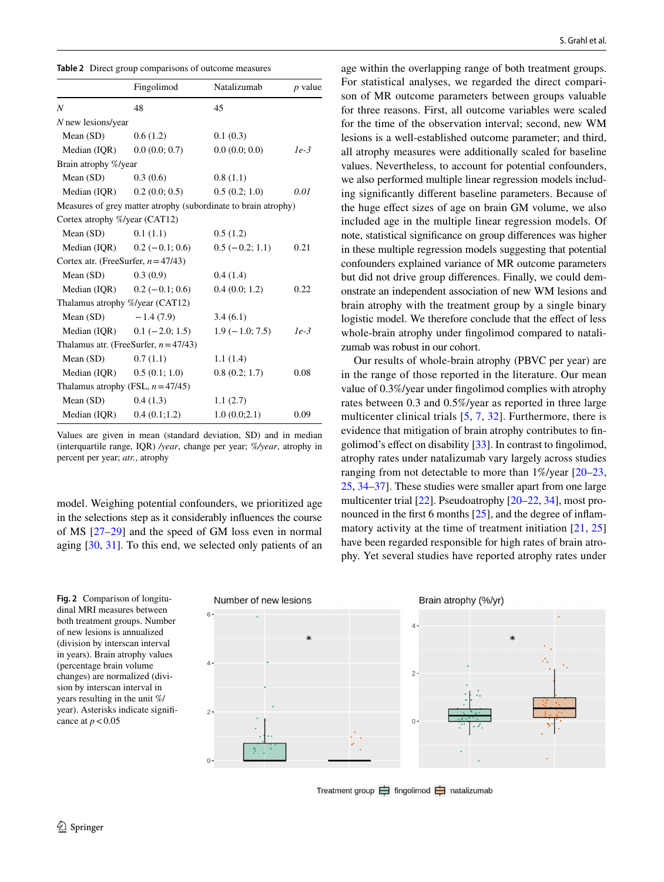**Table 2** Direct group comparisons of outcome measures

| | Fingolimod | Natalizumab | *p* value |
|---|---|---|---|
| *N* | 48 | 45 | |
| *N* new lesions/year | | | |
| Mean (SD) | 0.6 (1.2) | 0.1 (0.3) | |
| Median (IQR) | 0.0 (0.0; 0.7) | 0.0 (0.0; 0.0) | *1e-3* |
| Brain atrophy %/year | | | |
| Mean (SD) | 0.3 (0.6) | 0.8 (1.1) | |
| Median (IQR) | 0.2 (0.0; 0.5) | 0.5 (0.2; 1.0) | *0.01* |
| Measures of grey matter atrophy (subordinate to brain atrophy) | | | |
| Cortex atrophy %/year (CAT12) | | | |
| Mean (SD) | 0.1 (1.1) | 0.5 (1.2) | |
| Median (IQR) | 0.2 (−0.1; 0.6) | 0.5 (−0.2; 1.1) | 0.21 |
| Cortex atr. (FreeSurfer, $n=47/43$) | | | |
| Mean (SD) | 0.3 (0.9) | 0.4 (1.4) | |
| Median (IQR) | 0.2 (−0.1; 0.6) | 0.4 (0.0; 1.2) | 0.22 |
| Thalamus atrophy %/year (CAT12) | | | |
| Mean (SD) | −1.4 (7.9) | 3.4 (6.1) | |
| Median (IQR) | 0.1 (−2.0; 1.5) | 1.9 (−1.0; 7.5) | *1e-3* |
| Thalamus atr. (FreeSurfer, $n=47/43$) | | | |
| Mean (SD) | 0.7 (1.1) | 1.1 (1.4) | |
| Median (IQR) | 0.5 (0.1; 1.0) | 0.8 (0.2; 1.7) | 0.08 |
| Thalamus atrophy (FSL, $n=47/45$) | | | |
| Mean (SD) | 0.4 (1.3) | 1.1 (2.7) | |
| Median (IQR) | 0.4 (0.1;1.2) | 1.0 (0.0;2.1) | 0.09 |

Values are given in mean (standard deviation, SD) and in median (interquartile range, IQR) */year*, change per year; *%/year*, atrophy in percent per year; *atr.*, atrophy

model. Weighing potential confounders, we prioritized age in the selections step as it considerably influences the course of MS [27–29] and the speed of GM loss even in normal aging [30, 31]. To this end, we selected only patients of an age within the overlapping range of both treatment groups. For statistical analyses, we regarded the direct comparison of MR outcome parameters between groups valuable for three reasons. First, all outcome variables were scaled for the time of the observation interval; second, new WM lesions is a well-established outcome parameter; and third, all atrophy measures were additionally scaled for baseline values. Nevertheless, to account for potential confounders, we also performed multiple linear regression models including significantly different baseline parameters. Because of the huge effect sizes of age on brain GM volume, we also included age in the multiple linear regression models. Of note, statistical significance on group differences was higher in these multiple regression models suggesting that potential confounders explained variance of MR outcome parameters but did not drive group differences. Finally, we could demonstrate an independent association of new WM lesions and brain atrophy with the treatment group by a single binary logistic model. We therefore conclude that the effect of less whole-brain atrophy under fingolimod compared to natalizumab was robust in our cohort.

Our results of whole-brain atrophy (PBVC per year) are in the range of those reported in the literature. Our mean value of 0.3%/year under fingolimod complies with atrophy rates between 0.3 and 0.5%/year as reported in three large multicenter clinical trials [5, 7, 32]. Furthermore, there is evidence that mitigation of brain atrophy contributes to fingolimod's effect on disability [33]. In contrast to fingolimod, atrophy rates under natalizumab vary largely across studies ranging from not detectable to more than 1%/year [20–23, 25, 34–37]. These studies were smaller apart from one large multicenter trial [22]. Pseudoatrophy [20–22, 34], most pronounced in the first 6 months [25], and the degree of inflammatory activity at the time of treatment initiation [21, 25] have been regarded responsible for high rates of brain atrophy. Yet several studies have reported atrophy rates under

**Fig. 2** Comparison of longitudinal MRI measures between both treatment groups. Number of new lesions is annualized (division by interscan interval in years). Brain atrophy values (percentage brain volume changes) are normalized (division by interscan interval in years resulting in the unit %/year). Asterisks indicate significance at $p < 0.05$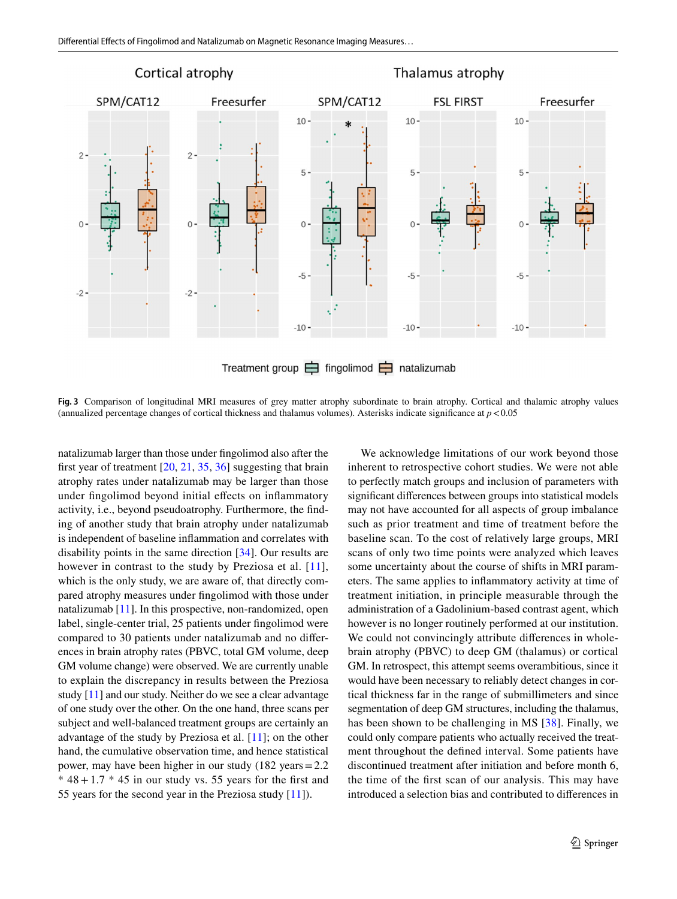**Fig. 3** Comparison of longitudinal MRI measures of grey matter atrophy subordinate to brain atrophy. Cortical and thalamic atrophy values (annualized percentage changes of cortical thickness and thalamus volumes). Asterisks indicate significance at $p < 0.05$

natalizumab larger than those under fingolimod also after the first year of treatment [20, 21, 35, 36] suggesting that brain atrophy rates under natalizumab may be larger than those under fingolimod beyond initial effects on inflammatory activity, i.e., beyond pseudoatrophy. Furthermore, the finding of another study that brain atrophy under natalizumab is independent of baseline inflammation and correlates with disability points in the same direction [34]. Our results are however in contrast to the study by Preziosa et al. [11], which is the only study, we are aware of, that directly compared atrophy measures under fingolimod with those under natalizumab [11]. In this prospective, non-randomized, open label, single-center trial, 25 patients under fingolimod were compared to 30 patients under natalizumab and no differences in brain atrophy rates (PBVC, total GM volume, deep GM volume change) were observed. We are currently unable to explain the discrepancy in results between the Preziosa study [11] and our study. Neither do we see a clear advantage of one study over the other. On the one hand, three scans per subject and well-balanced treatment groups are certainly an advantage of the study by Preziosa et al. [11]; on the other hand, the cumulative observation time, and hence statistical power, may have been higher in our study (182 years = 2.2 * 48 + 1.7 * 45 in our study vs. 55 years for the first and 55 years for the second year in the Preziosa study [11]).

We acknowledge limitations of our work beyond those inherent to retrospective cohort studies. We were not able to perfectly match groups and inclusion of parameters with significant differences between groups into statistical models may not have accounted for all aspects of group imbalance such as prior treatment and time of treatment before the baseline scan. To the cost of relatively large groups, MRI scans of only two time points were analyzed which leaves some uncertainty about the course of shifts in MRI parameters. The same applies to inflammatory activity at time of treatment initiation, in principle measurable through the administration of a Gadolinium-based contrast agent, which however is no longer routinely performed at our institution. We could not convincingly attribute differences in whole-brain atrophy (PBVC) to deep GM (thalamus) or cortical GM. In retrospect, this attempt seems overambitious, since it would have been necessary to reliably detect changes in cortical thickness far in the range of submillimeters and since segmentation of deep GM structures, including the thalamus, has been shown to be challenging in MS [38]. Finally, we could only compare patients who actually received the treatment throughout the defined interval. Some patients have discontinued treatment after initiation and before month 6, the time of the first scan of our analysis. This may have introduced a selection bias and contributed to differences in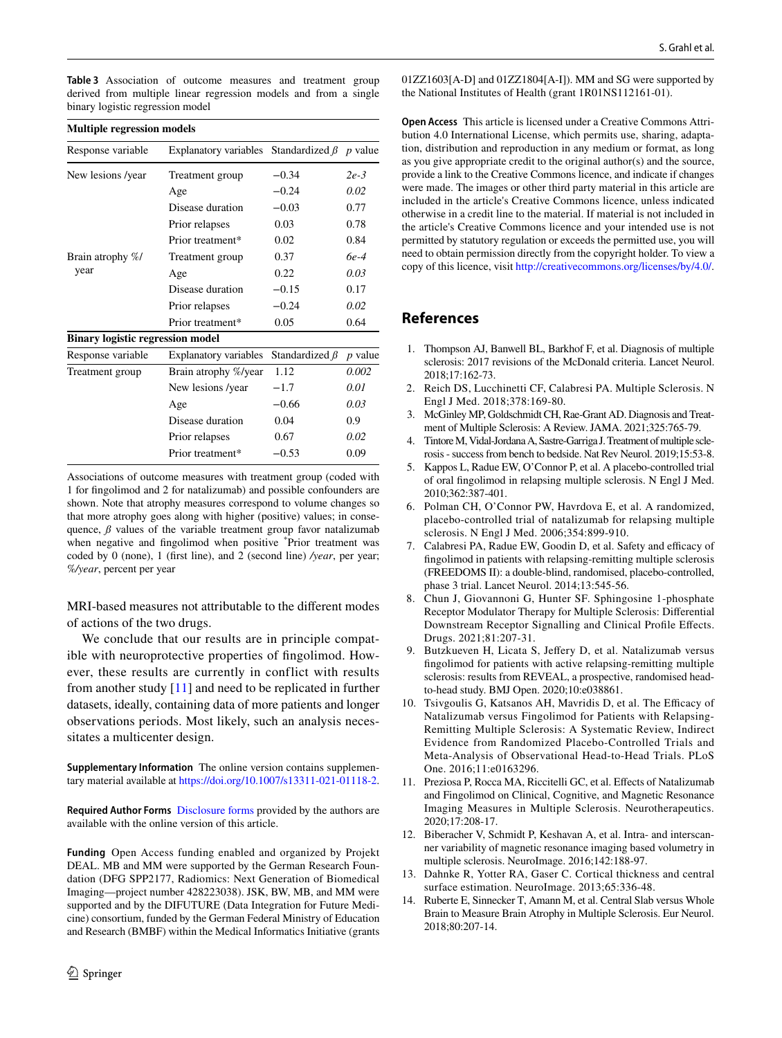**Table 3** Association of outcome measures and treatment group derived from multiple linear regression models and from a single binary logistic regression model

| **Multiple regression models** | | | |
|---|---|---|---|
| Response variable | Explanatory variables | Standardized *β* | *p* value |
| New lesions /year | Treatment group | −0.34 | *2e-3* |
| | Age | −0.24 | *0.02* |
| | Disease duration | −0.03 | 0.77 |
| | Prior relapses | 0.03 | 0.78 |
| | Prior treatment* | 0.02 | 0.84 |
| Brain atrophy %/year | Treatment group | 0.37 | *6e-4* |
| | Age | 0.22 | *0.03* |
| | Disease duration | −0.15 | 0.17 |
| | Prior relapses | −0.24 | *0.02* |
| | Prior treatment* | 0.05 | 0.64 |
| **Binary logistic regression model** | | | |
| Response variable | Explanatory variables | Standardized *β* | *p* value |
| Treatment group | Brain atrophy %/year | 1.12 | *0.002* |
| | New lesions /year | −1.7 | *0.01* |
| | Age | −0.66 | *0.03* |
| | Disease duration | 0.04 | 0.9 |
| | Prior relapses | 0.67 | *0.02* |
| | Prior treatment* | −0.53 | 0.09 |

Associations of outcome measures with treatment group (coded with 1 for fingolimod and 2 for natalizumab) and possible confounders are shown. Note that atrophy measures correspond to volume changes so that more atrophy goes along with higher (positive) values; in consequence, *β* values of the variable treatment group favor natalizumab when negative and fingolimod when positive *Prior treatment was coded by 0 (none), 1 (first line), and 2 (second line) */year*, per year; *%/year*, percent per year

MRI-based measures not attributable to the different modes of actions of the two drugs.

We conclude that our results are in principle compatible with neuroprotective properties of fingolimod. However, these results are currently in conflict with results from another study [11] and need to be replicated in further datasets, ideally, containing data of more patients and longer observations periods. Most likely, such an analysis necessitates a multicenter design.

**Supplementary Information** The online version contains supplementary material available at https://doi.org/10.1007/s13311-021-01118-2.

**Required Author Forms** Disclosure forms provided by the authors are available with the online version of this article.

**Funding** Open Access funding enabled and organized by Projekt DEAL. MB and MM were supported by the German Research Foundation (DFG SPP2177, Radiomics: Next Generation of Biomedical Imaging—project number 428223038). JSK, BW, MB, and MM were supported and by the DIFUTURE (Data Integration for Future Medicine) consortium, funded by the German Federal Ministry of Education and Research (BMBF) within the Medical Informatics Initiative (grants 01ZZ1603[A-D] and 01ZZ1804[A-I]). MM and SG were supported by the National Institutes of Health (grant 1R01NS112161-01).

**Open Access** This article is licensed under a Creative Commons Attribution 4.0 International License, which permits use, sharing, adaptation, distribution and reproduction in any medium or format, as long as you give appropriate credit to the original author(s) and the source, provide a link to the Creative Commons licence, and indicate if changes were made. The images or other third party material in this article are included in the article's Creative Commons licence, unless indicated otherwise in a credit line to the material. If material is not included in the article's Creative Commons licence and your intended use is not permitted by statutory regulation or exceeds the permitted use, you will need to obtain permission directly from the copyright holder. To view a copy of this licence, visit http://creativecommons.org/licenses/by/4.0/.

## References

1. Thompson AJ, Banwell BL, Barkhof F, et al. Diagnosis of multiple sclerosis: 2017 revisions of the McDonald criteria. Lancet Neurol. 2018;17:162-73.
2. Reich DS, Lucchinetti CF, Calabresi PA. Multiple Sclerosis. N Engl J Med. 2018;378:169-80.
3. McGinley MP, Goldschmidt CH, Rae-Grant AD. Diagnosis and Treatment of Multiple Sclerosis: A Review. JAMA. 2021;325:765-79.
4. Tintore M, Vidal-Jordana A, Sastre-Garriga J. Treatment of multiple sclerosis - success from bench to bedside. Nat Rev Neurol. 2019;15:53-8.
5. Kappos L, Radue EW, O'Connor P, et al. A placebo-controlled trial of oral fingolimod in relapsing multiple sclerosis. N Engl J Med. 2010;362:387-401.
6. Polman CH, O'Connor PW, Havrdova E, et al. A randomized, placebo-controlled trial of natalizumab for relapsing multiple sclerosis. N Engl J Med. 2006;354:899-910.
7. Calabresi PA, Radue EW, Goodin D, et al. Safety and efficacy of fingolimod in patients with relapsing-remitting multiple sclerosis (FREEDOMS II): a double-blind, randomised, placebo-controlled, phase 3 trial. Lancet Neurol. 2014;13:545-56.
8. Chun J, Giovannoni G, Hunter SF. Sphingosine 1-phosphate Receptor Modulator Therapy for Multiple Sclerosis: Differential Downstream Receptor Signalling and Clinical Profile Effects. Drugs. 2021;81:207-31.
9. Butzkueven H, Licata S, Jeffery D, et al. Natalizumab versus fingolimod for patients with active relapsing-remitting multiple sclerosis: results from REVEAL, a prospective, randomised head-to-head study. BMJ Open. 2020;10:e038861.
10. Tsivgoulis G, Katsanos AH, Mavridis D, et al. The Efficacy of Natalizumab versus Fingolimod for Patients with Relapsing-Remitting Multiple Sclerosis: A Systematic Review, Indirect Evidence from Randomized Placebo-Controlled Trials and Meta-Analysis of Observational Head-to-Head Trials. PLoS One. 2016;11:e0163296.
11. Preziosa P, Rocca MA, Riccitelli GC, et al. Effects of Natalizumab and Fingolimod on Clinical, Cognitive, and Magnetic Resonance Imaging Measures in Multiple Sclerosis. Neurotherapeutics. 2020;17:208-17.
12. Biberacher V, Schmidt P, Keshavan A, et al. Intra- and interscanner variability of magnetic resonance imaging based volumetry in multiple sclerosis. NeuroImage. 2016;142:188-97.
13. Dahnke R, Yotter RA, Gaser C. Cortical thickness and central surface estimation. NeuroImage. 2013;65:336-48.
14. Ruberte E, Sinnecker T, Amann M, et al. Central Slab versus Whole Brain to Measure Brain Atrophy in Multiple Sclerosis. Eur Neurol. 2018;80:207-14.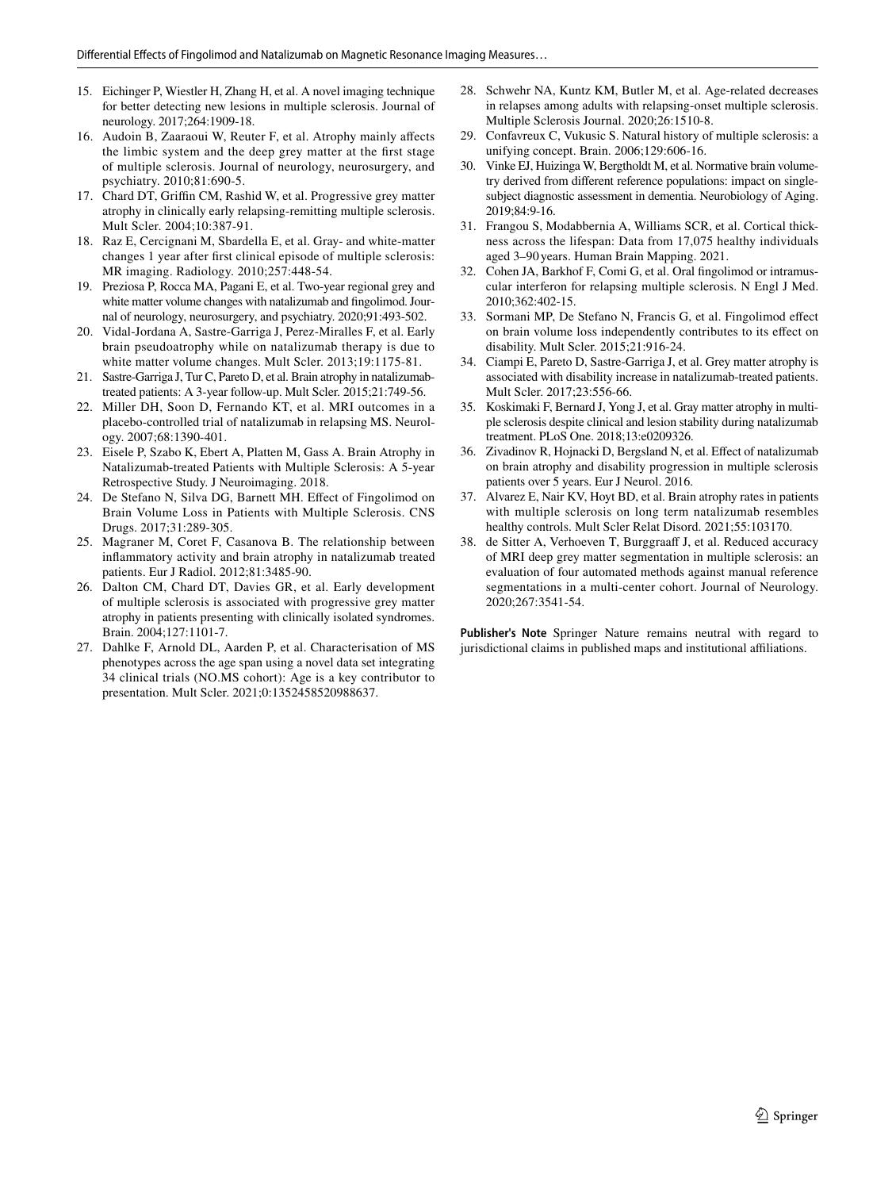15. Eichinger P, Wiestler H, Zhang H, et al. A novel imaging technique for better detecting new lesions in multiple sclerosis. Journal of neurology. 2017;264:1909-18.
16. Audoin B, Zaaraoui W, Reuter F, et al. Atrophy mainly affects the limbic system and the deep grey matter at the first stage of multiple sclerosis. Journal of neurology, neurosurgery, and psychiatry. 2010;81:690-5.
17. Chard DT, Griffin CM, Rashid W, et al. Progressive grey matter atrophy in clinically early relapsing-remitting multiple sclerosis. Mult Scler. 2004;10:387-91.
18. Raz E, Cercignani M, Sbardella E, et al. Gray- and white-matter changes 1 year after first clinical episode of multiple sclerosis: MR imaging. Radiology. 2010;257:448-54.
19. Preziosa P, Rocca MA, Pagani E, et al. Two-year regional grey and white matter volume changes with natalizumab and fingolimod. Journal of neurology, neurosurgery, and psychiatry. 2020;91:493-502.
20. Vidal-Jordana A, Sastre-Garriga J, Perez-Miralles F, et al. Early brain pseudoatrophy while on natalizumab therapy is due to white matter volume changes. Mult Scler. 2013;19:1175-81.
21. Sastre-Garriga J, Tur C, Pareto D, et al. Brain atrophy in natalizumab-treated patients: A 3-year follow-up. Mult Scler. 2015;21:749-56.
22. Miller DH, Soon D, Fernando KT, et al. MRI outcomes in a placebo-controlled trial of natalizumab in relapsing MS. Neurology. 2007;68:1390-401.
23. Eisele P, Szabo K, Ebert A, Platten M, Gass A. Brain Atrophy in Natalizumab-treated Patients with Multiple Sclerosis: A 5-year Retrospective Study. J Neuroimaging. 2018.
24. De Stefano N, Silva DG, Barnett MH. Effect of Fingolimod on Brain Volume Loss in Patients with Multiple Sclerosis. CNS Drugs. 2017;31:289-305.
25. Magraner M, Coret F, Casanova B. The relationship between inflammatory activity and brain atrophy in natalizumab treated patients. Eur J Radiol. 2012;81:3485-90.
26. Dalton CM, Chard DT, Davies GR, et al. Early development of multiple sclerosis is associated with progressive grey matter atrophy in patients presenting with clinically isolated syndromes. Brain. 2004;127:1101-7.
27. Dahlke F, Arnold DL, Aarden P, et al. Characterisation of MS phenotypes across the age span using a novel data set integrating 34 clinical trials (NO.MS cohort): Age is a key contributor to presentation. Mult Scler. 2021;0:1352458520988637.
28. Schwehr NA, Kuntz KM, Butler M, et al. Age-related decreases in relapses among adults with relapsing-onset multiple sclerosis. Multiple Sclerosis Journal. 2020;26:1510-8.
29. Confavreux C, Vukusic S. Natural history of multiple sclerosis: a unifying concept. Brain. 2006;129:606-16.
30. Vinke EJ, Huizinga W, Bergtholdt M, et al. Normative brain volumetry derived from different reference populations: impact on single-subject diagnostic assessment in dementia. Neurobiology of Aging. 2019;84:9-16.
31. Frangou S, Modabbernia A, Williams SCR, et al. Cortical thickness across the lifespan: Data from 17,075 healthy individuals aged 3–90 years. Human Brain Mapping. 2021.
32. Cohen JA, Barkhof F, Comi G, et al. Oral fingolimod or intramuscular interferon for relapsing multiple sclerosis. N Engl J Med. 2010;362:402-15.
33. Sormani MP, De Stefano N, Francis G, et al. Fingolimod effect on brain volume loss independently contributes to its effect on disability. Mult Scler. 2015;21:916-24.
34. Ciampi E, Pareto D, Sastre-Garriga J, et al. Grey matter atrophy is associated with disability increase in natalizumab-treated patients. Mult Scler. 2017;23:556-66.
35. Koskimaki F, Bernard J, Yong J, et al. Gray matter atrophy in multiple sclerosis despite clinical and lesion stability during natalizumab treatment. PLoS One. 2018;13:e0209326.
36. Zivadinov R, Hojnacki D, Bergsland N, et al. Effect of natalizumab on brain atrophy and disability progression in multiple sclerosis patients over 5 years. Eur J Neurol. 2016.
37. Alvarez E, Nair KV, Hoyt BD, et al. Brain atrophy rates in patients with multiple sclerosis on long term natalizumab resembles healthy controls. Mult Scler Relat Disord. 2021;55:103170.
38. de Sitter A, Verhoeven T, Burggraaff J, et al. Reduced accuracy of MRI deep grey matter segmentation in multiple sclerosis: an evaluation of four automated methods against manual reference segmentations in a multi-center cohort. Journal of Neurology. 2020;267:3541-54.

**Publisher's Note** Springer Nature remains neutral with regard to jurisdictional claims in published maps and institutional affiliations.